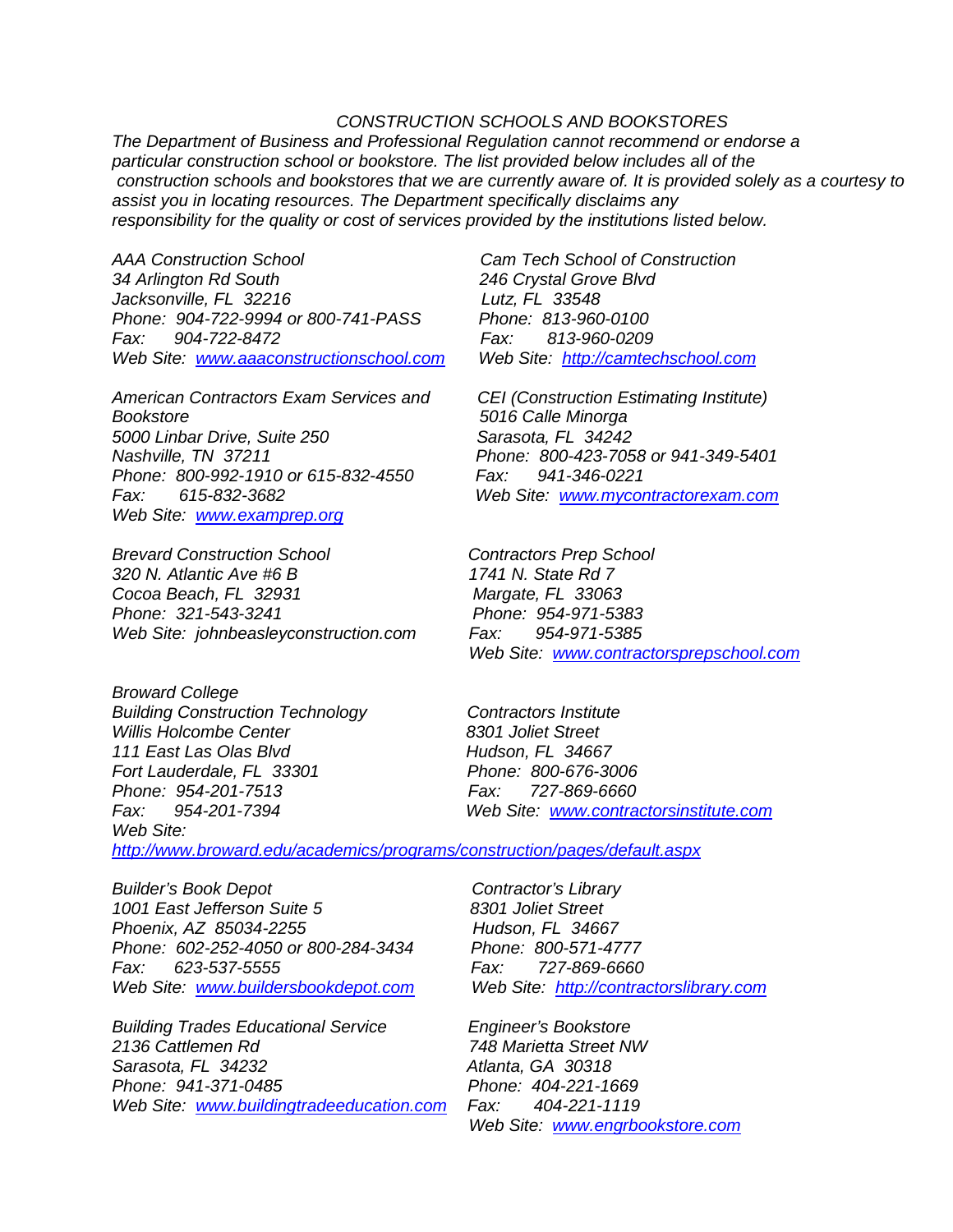*CONSTRUCTION SCHOOLS AND BOOKSTORES*

*The Department of Business and Professional Regulation cannot recommend or endorse a particular construction school or bookstore. The list provided below includes all of the construction schools and bookstores that we are currently aware of. It is provided solely as a courtesy to assist you in locating resources. The Department specifically disclaims any responsibility for the quality or cost of services provided by the institutions listed below.*

*AAA Construction School*
*34 Arlington Rd South*
*Jacksonville, FL 32216*
*Phone: 904-722-9994 or 800-741-PASS*
*Fax: 904-722-8472*
*Web Site: www.aaaconstructionschool.com*

*American Contractors Exam Services and Bookstore*
*5000 Linbar Drive, Suite 250*
*Nashville, TN 37211*
*Phone: 800-992-1910 or 615-832-4550*
*Fax: 615-832-3682*
*Web Site: www.examprep.org*

*Brevard Construction School*
*320 N. Atlantic Ave #6 B*
*Cocoa Beach, FL 32931*
*Phone: 321-543-3241*
*Web Site: johnbeasleyconstruction.com*

*Broward College*
*Building Construction Technology*
*Willis Holcombe Center*
*111 East Las Olas Blvd*
*Fort Lauderdale, FL 33301*
*Phone: 954-201-7513*
*Fax: 954-201-7394*
*Web Site: http://www.broward.edu/academics/programs/construction/pages/default.aspx*

*Builder's Book Depot*
*1001 East Jefferson Suite 5*
*Phoenix, AZ 85034-2255*
*Phone: 602-252-4050 or 800-284-3434*
*Fax: 623-537-5555*
*Web Site: www.buildersbookdepot.com*

*Building Trades Educational Service*
*2136 Cattlemen Rd*
*Sarasota, FL 34232*
*Phone: 941-371-0485*
*Web Site: www.buildingtradeeducation.com*

*Cam Tech School of Construction*
*246 Crystal Grove Blvd*
*Lutz, FL 33548*
*Phone: 813-960-0100*
*Fax: 813-960-0209*
*Web Site: http://camtechschool.com*

*CEI (Construction Estimating Institute)*
*5016 Calle Minorga*
*Sarasota, FL 34242*
*Phone: 800-423-7058 or 941-349-5401*
*Fax: 941-346-0221*
*Web Site: www.mycontractorexam.com*

*Contractors Prep School*
*1741 N. State Rd 7*
*Margate, FL 33063*
*Phone: 954-971-5383*
*Fax: 954-971-5385*
*Web Site: www.contractorsprepschool.com*

*Contractors Institute*
*8301 Joliet Street*
*Hudson, FL 34667*
*Phone: 800-676-3006*
*Fax: 727-869-6660*
*Web Site: www.contractorsinstitute.com*

*Contractor's Library*
*8301 Joliet Street*
*Hudson, FL 34667*
*Phone: 800-571-4777*
*Fax: 727-869-6660*
*Web Site: http://contractorslibrary.com*

*Engineer's Bookstore*
*748 Marietta Street NW*
*Atlanta, GA 30318*
*Phone: 404-221-1669*
*Fax: 404-221-1119*
*Web Site: www.engrbookstore.com*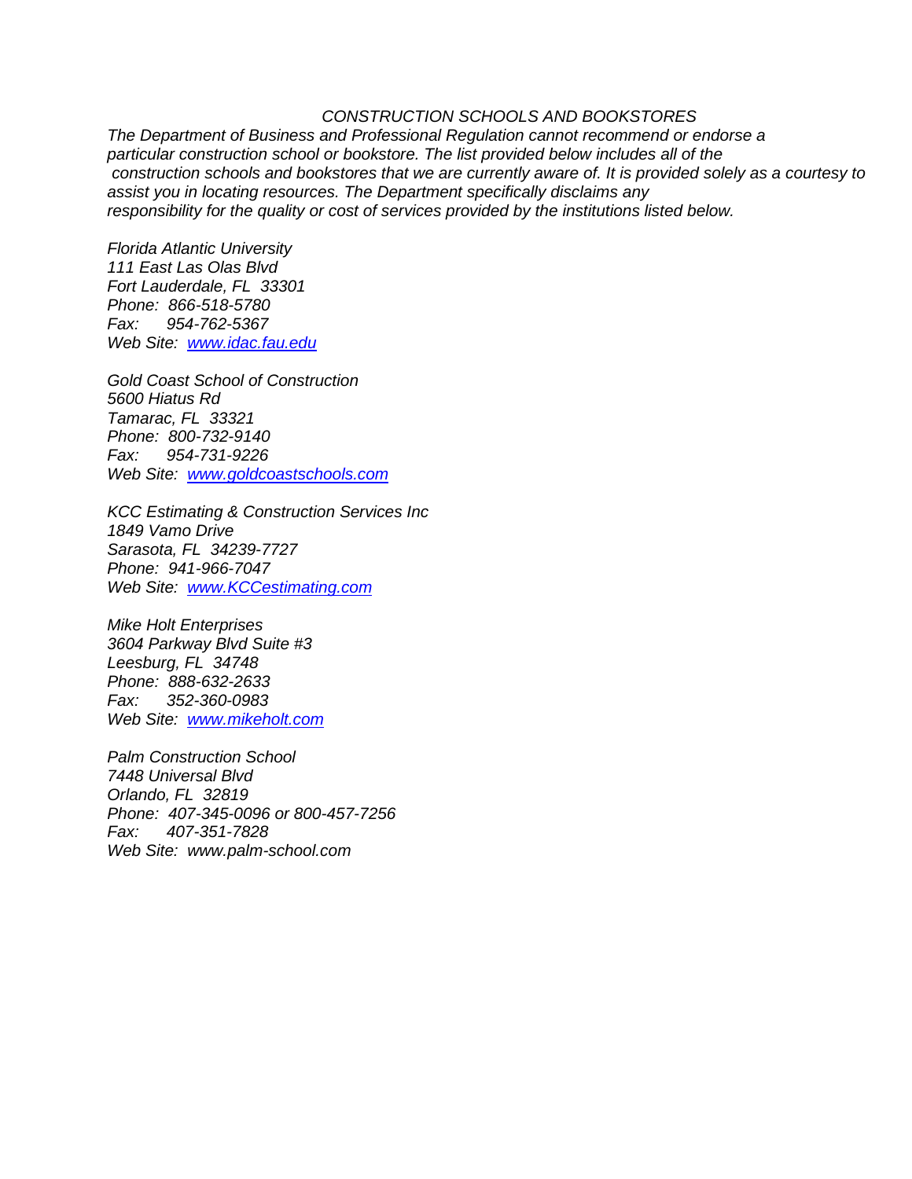*CONSTRUCTION SCHOOLS AND BOOKSTORES*

*The Department of Business and Professional Regulation cannot recommend or endorse a particular construction school or bookstore. The list provided below includes all of the construction schools and bookstores that we are currently aware of. It is provided solely as a courtesy to assist you in locating resources. The Department specifically disclaims any responsibility for the quality or cost of services provided by the institutions listed below.*

*Florida Atlantic University*
*111 East Las Olas Blvd*
*Fort Lauderdale, FL 33301*
*Phone: 866-518-5780*
*Fax: 954-762-5367*
*Web Site: [www.idac.fau.edu](www.idac.fau.edu)*

*Gold Coast School of Construction*
*5600 Hiatus Rd*
*Tamarac, FL 33321*
*Phone: 800-732-9140*
*Fax: 954-731-9226*
*Web Site: [www.goldcoastschools.com](www.goldcoastschools.com)*

*KCC Estimating & Construction Services Inc*
*1849 Vamo Drive*
*Sarasota, FL 34239-7727*
*Phone: 941-966-7047*
*Web Site: [www.KCCestimating.com](www.KCCestimating.com)*

*Mike Holt Enterprises*
*3604 Parkway Blvd Suite #3*
*Leesburg, FL 34748*
*Phone: 888-632-2633*
*Fax: 352-360-0983*
*Web Site: [www.mikeholt.com](www.mikeholt.com)*

*Palm Construction School*
*7448 Universal Blvd*
*Orlando, FL 32819*
*Phone: 407-345-0096 or 800-457-7256*
*Fax: 407-351-7828*
*Web Site: www.palm-school.com*